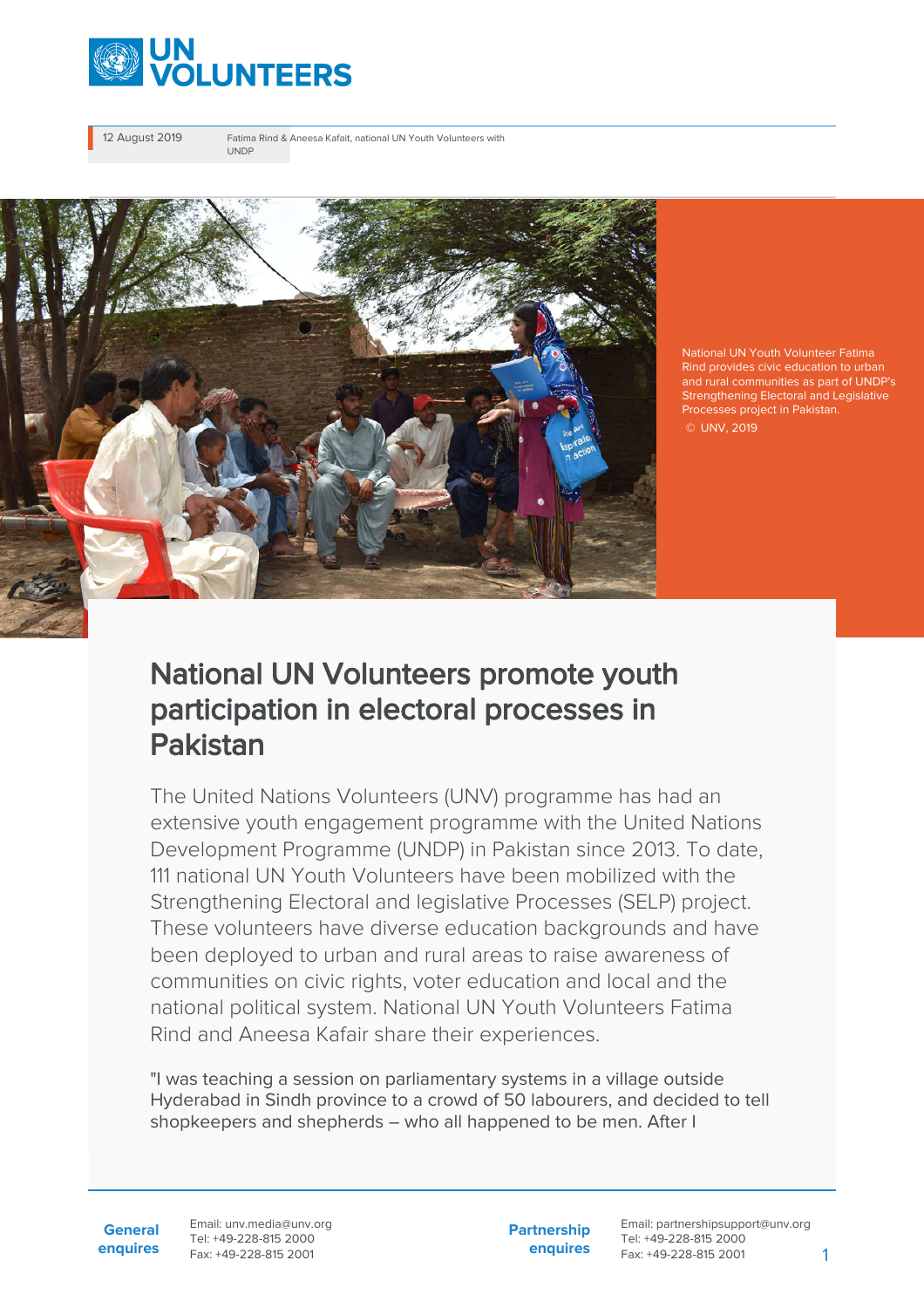12 August 2019

Fatima Rind & Aneesa Kafait, national UN Youth Volunteers with UNDP

National UN Youth Volunteer Fatima Rind provides civic education to urban and rural communities as part of UNDP's Strengthening Electoral and Legislative Processes project in Pakistan.
© UNV, 2019

# National UN Volunteers promote youth participation in electoral processes in Pakistan

The United Nations Volunteers (UNV) programme has had an extensive youth engagement programme with the United Nations Development Programme (UNDP) in Pakistan since 2013. To date, 111 national UN Youth Volunteers have been mobilized with the Strengthening Electoral and legislative Processes (SELP) project. These volunteers have diverse education backgrounds and have been deployed to urban and rural areas to raise awareness of communities on civic rights, voter education and local and the national political system. National UN Youth Volunteers Fatima Rind and Aneesa Kafair share their experiences.

"I was teaching a session on parliamentary systems in a village outside Hyderabad in Sindh province to a crowd of 50 labourers, and decided to tell shopkeepers and shepherds – who all happened to be men. After I

**General enquires**
Email: unv.media@unv.org
Tel: +49-228-815 2000
Fax: +49-228-815 2001

**Partnership enquires**
Email: partnershipsupport@unv.org
Tel: +49-228-815 2000
Fax: +49-228-815 2001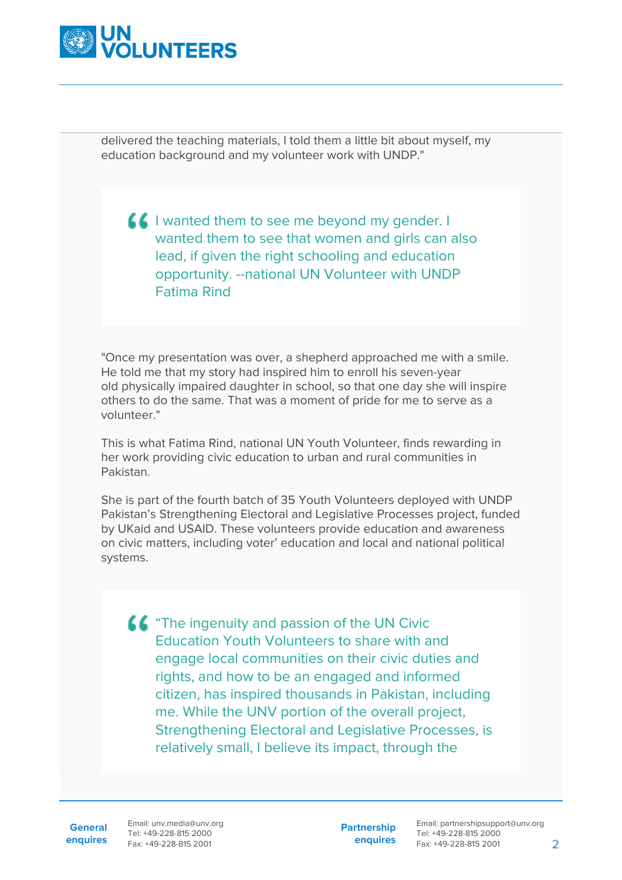delivered the teaching materials, I told them a little bit about myself, my education background and my volunteer work with UNDP."

> I wanted them to see me beyond my gender. I wanted them to see that women and girls can also lead, if given the right schooling and education opportunity. --national UN Volunteer with UNDP Fatima Rind

"Once my presentation was over, a shepherd approached me with a smile. He told me that my story had inspired him to enroll his seven-year old physically impaired daughter in school, so that one day she will inspire others to do the same. That was a moment of pride for me to serve as a volunteer."

This is what Fatima Rind, national UN Youth Volunteer, finds rewarding in her work providing civic education to urban and rural communities in Pakistan.

She is part of the fourth batch of 35 Youth Volunteers deployed with UNDP Pakistan's Strengthening Electoral and Legislative Processes project, funded by UKaid and USAID. These volunteers provide education and awareness on civic matters, including voter' education and local and national political systems.

> "The ingenuity and passion of the UN Civic Education Youth Volunteers to share with and engage local communities on their civic duties and rights, and how to be an engaged and informed citizen, has inspired thousands in Pakistan, including me. While the UNV portion of the overall project, Strengthening Electoral and Legislative Processes, is relatively small, I believe its impact, through the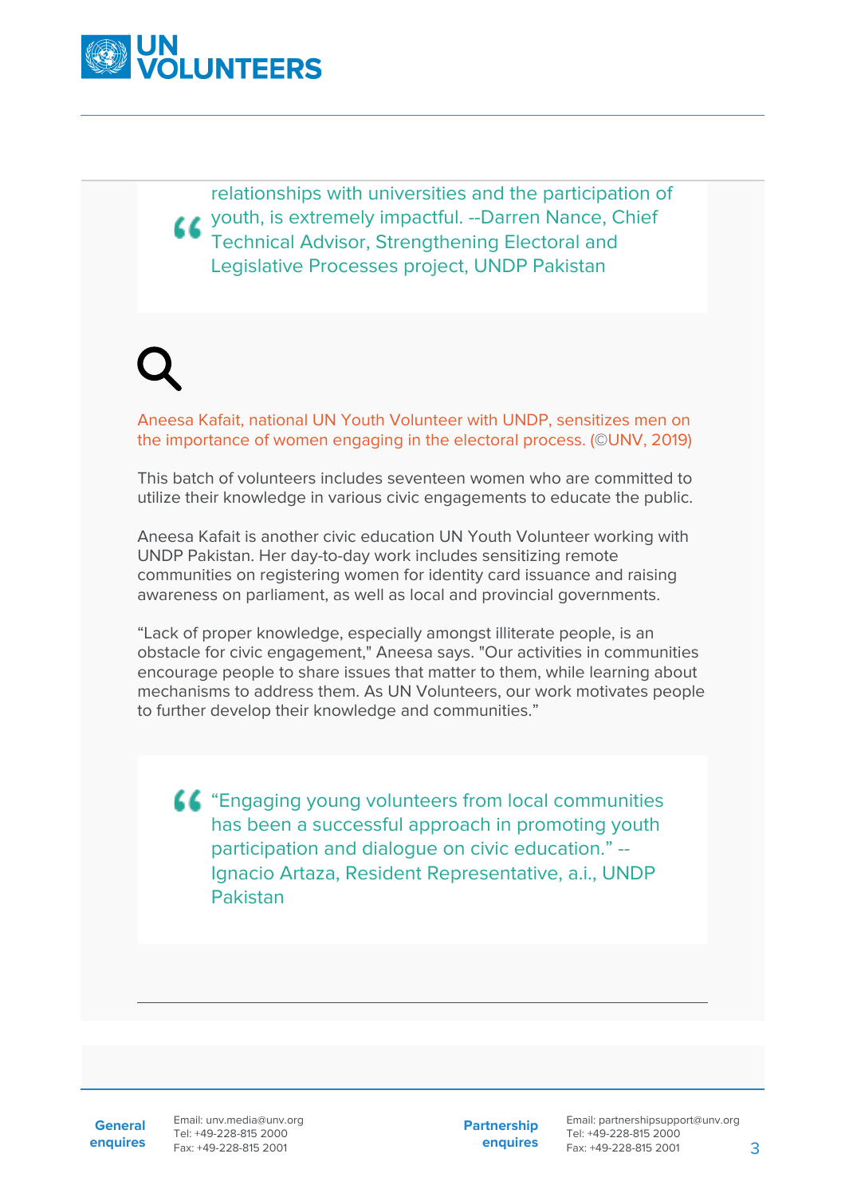> relationships with universities and the participation of youth, is extremely impactful. --Darren Nance, Chief Technical Advisor, Strengthening Electoral and Legislative Processes project, UNDP Pakistan

Aneesa Kafait, national UN Youth Volunteer with UNDP, sensitizes men on the importance of women engaging in the electoral process. (©UNV, 2019)

This batch of volunteers includes seventeen women who are committed to utilize their knowledge in various civic engagements to educate the public.

Aneesa Kafait is another civic education UN Youth Volunteer working with UNDP Pakistan. Her day-to-day work includes sensitizing remote communities on registering women for identity card issuance and raising awareness on parliament, as well as local and provincial governments.

"Lack of proper knowledge, especially amongst illiterate people, is an obstacle for civic engagement," Aneesa says. "Our activities in communities encourage people to share issues that matter to them, while learning about mechanisms to address them. As UN Volunteers, our work motivates people to further develop their knowledge and communities."

> "Engaging young volunteers from local communities has been a successful approach in promoting youth participation and dialogue on civic education." -- Ignacio Artaza, Resident Representative, a.i., UNDP Pakistan

---

**General enquires**
Email: unv.media@unv.org
Tel: +49-228-815 2000
Fax: +49-228-815 2001

**Partnership enquires**
Email: partnershipsupport@unv.org
Tel: +49-228-815 2000
Fax: +49-228-815 2001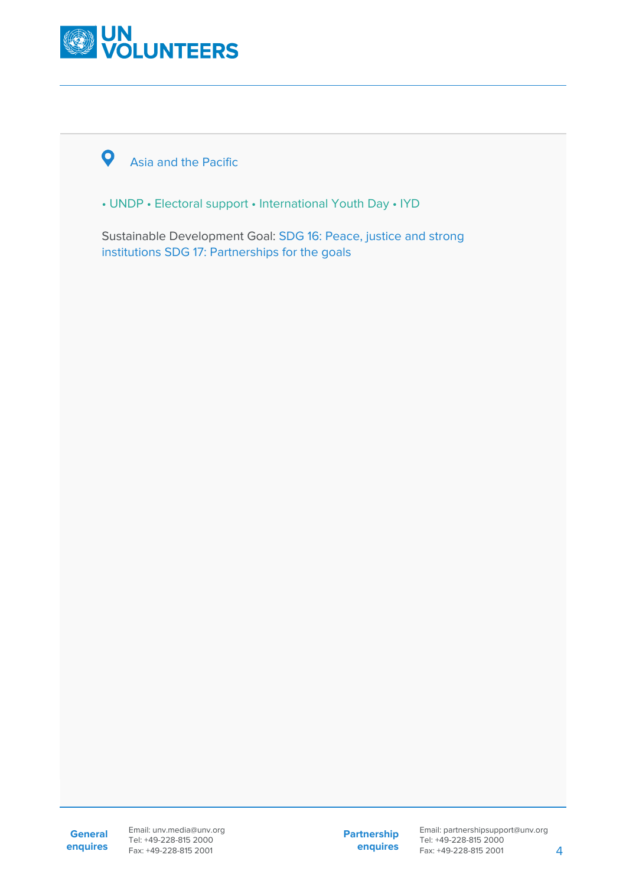Asia and the Pacific

• UNDP • Electoral support • International Youth Day • IYD

Sustainable Development Goal: SDG 16: Peace, justice and strong institutions SDG 17: Partnerships for the goals

**General enquires**

Email: unv.media@unv.org
Tel: +49-228-815 2000
Fax: +49-228-815 2001

**Partnership enquires**

Email: partnershipsupport@unv.org
Tel: +49-228-815 2000
Fax: +49-228-815 2001